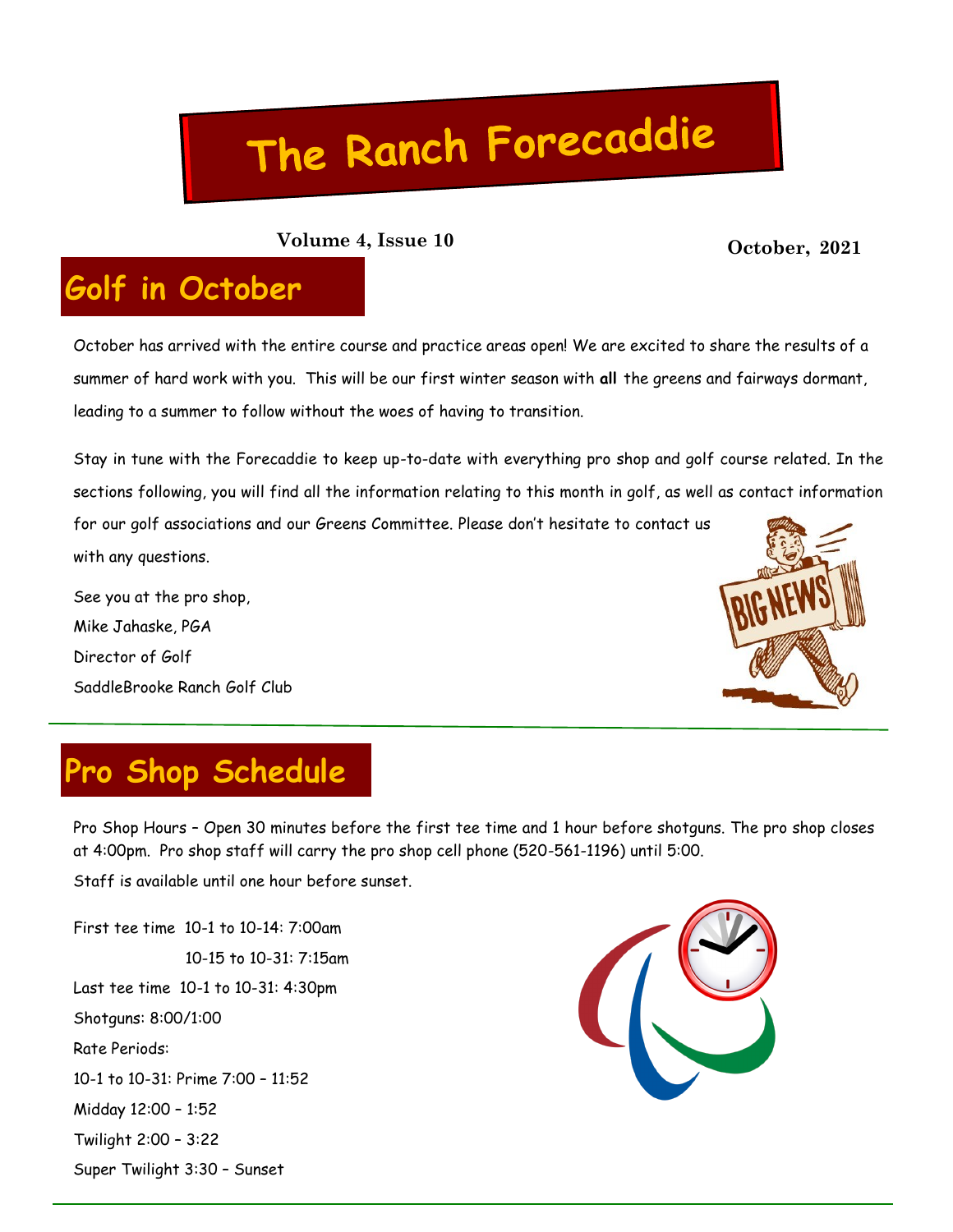# The Ranch Forecaddie

**Volume 4, Issue 10** **October, 2021**

## Golf in October

October has arrived with the entire course and practice areas open! We are excited to share the results of a summer of hard work with you. This will be our first winter season with **all** the greens and fairways dormant, leading to a summer to follow without the woes of having to transition.

Stay in tune with the Forecaddie to keep up-to-date with everything pro shop and golf course related. In the sections following, you will find all the information relating to this month in golf, as well as contact information for our golf associations and our Greens Committee. Please don't hesitate to contact us with any questions.

See you at the pro shop,
Mike Jahaske, PGA
Director of Golf
SaddleBrooke Ranch Golf Club

## Pro Shop Schedule

Pro Shop Hours – Open 30 minutes before the first tee time and 1 hour before shotguns. The pro shop closes at 4:00pm. Pro shop staff will carry the pro shop cell phone (520-561-1196) until 5:00.

Staff is available until one hour before sunset.

First tee time 10-1 to 10-14: 7:00am
10-15 to 10-31: 7:15am

Last tee time 10-1 to 10-31: 4:30pm

Shotguns: 8:00/1:00

Rate Periods:

10-1 to 10-31: Prime 7:00 – 11:52

Midday 12:00 – 1:52

Twilight 2:00 – 3:22

Super Twilight 3:30 – Sunset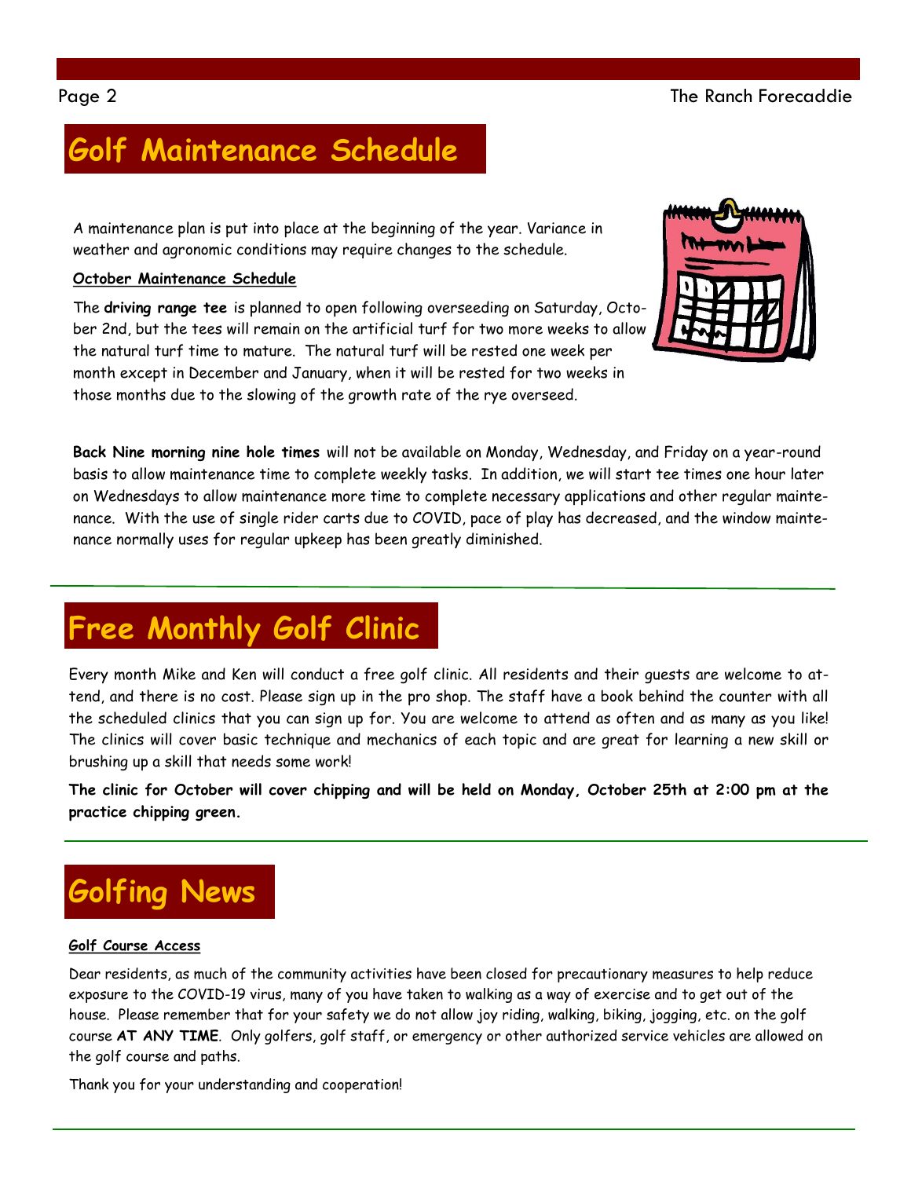## Golf Maintenance Schedule

A maintenance plan is put into place at the beginning of the year. Variance in weather and agronomic conditions may require changes to the schedule.

**October Maintenance Schedule**

The **driving range tee** is planned to open following overseeding on Saturday, October 2nd, but the tees will remain on the artificial turf for two more weeks to allow the natural turf time to mature. The natural turf will be rested one week per month except in December and January, when it will be rested for two weeks in those months due to the slowing of the growth rate of the rye overseed.

**Back Nine morning nine hole times** will not be available on Monday, Wednesday, and Friday on a year-round basis to allow maintenance time to complete weekly tasks. In addition, we will start tee times one hour later on Wednesdays to allow maintenance more time to complete necessary applications and other regular maintenance. With the use of single rider carts due to COVID, pace of play has decreased, and the window maintenance normally uses for regular upkeep has been greatly diminished.

## Free Monthly Golf Clinic

Every month Mike and Ken will conduct a free golf clinic. All residents and their guests are welcome to attend, and there is no cost. Please sign up in the pro shop. The staff have a book behind the counter with all the scheduled clinics that you can sign up for. You are welcome to attend as often and as many as you like! The clinics will cover basic technique and mechanics of each topic and are great for learning a new skill or brushing up a skill that needs some work!

**The clinic for October will cover chipping and will be held on Monday, October 25th at 2:00 pm at the practice chipping green.**

## Golfing News

**Golf Course Access**

Dear residents, as much of the community activities have been closed for precautionary measures to help reduce exposure to the COVID-19 virus, many of you have taken to walking as a way of exercise and to get out of the house. Please remember that for your safety we do not allow joy riding, walking, biking, jogging, etc. on the golf course **AT ANY TIME**. Only golfers, golf staff, or emergency or other authorized service vehicles are allowed on the golf course and paths.

Thank you for your understanding and cooperation!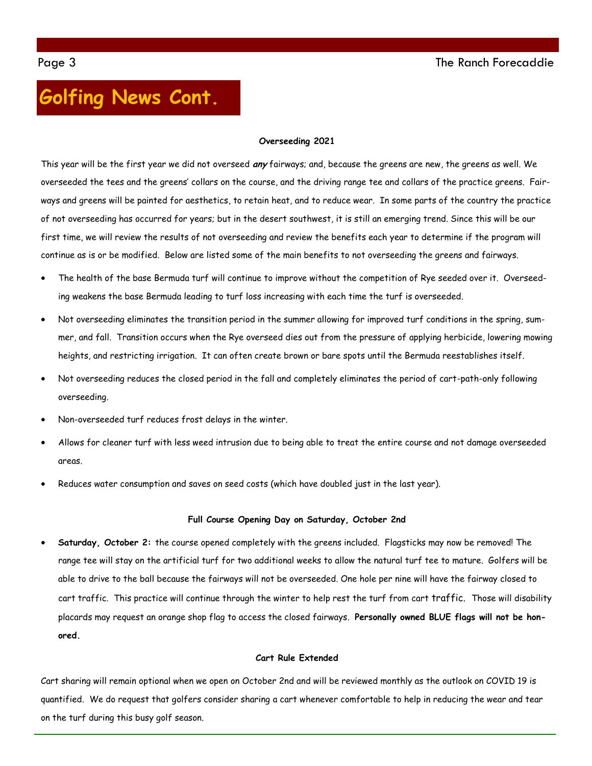# Golfing News Cont.

**Overseeding 2021**

This year will be the first year we did not overseed ***any*** fairways; and, because the greens are new, the greens as well. We overseeded the tees and the greens' collars on the course, and the driving range tee and collars of the practice greens. Fairways and greens will be painted for aesthetics, to retain heat, and to reduce wear. In some parts of the country the practice of not overseeding has occurred for years; but in the desert southwest, it is still an emerging trend. Since this will be our first time, we will review the results of not overseeding and review the benefits each year to determine if the program will continue as is or be modified. Below are listed some of the main benefits to not overseeding the greens and fairways.

- The health of the base Bermuda turf will continue to improve without the competition of Rye seeded over it. Overseeding weakens the base Bermuda leading to turf loss increasing with each time the turf is overseeded.
- Not overseeding eliminates the transition period in the summer allowing for improved turf conditions in the spring, summer, and fall. Transition occurs when the Rye overseed dies out from the pressure of applying herbicide, lowering mowing heights, and restricting irrigation. It can often create brown or bare spots until the Bermuda reestablishes itself.
- Not overseeding reduces the closed period in the fall and completely eliminates the period of cart-path-only following overseeding.
- Non-overseeded turf reduces frost delays in the winter.
- Allows for cleaner turf with less weed intrusion due to being able to treat the entire course and not damage overseeded areas.
- Reduces water consumption and saves on seed costs (which have doubled just in the last year).

**Full Course Opening Day on Saturday, October 2nd**

- **Saturday, October 2:** the course opened completely with the greens included. Flagsticks may now be removed! The range tee will stay on the artificial turf for two additional weeks to allow the natural turf tee to mature. Golfers will be able to drive to the ball because the fairways will not be overseeded. One hole per nine will have the fairway closed to cart traffic. This practice will continue through the winter to help rest the turf from cart traffic. Those will disability placards may request an orange shop flag to access the closed fairways. **Personally owned BLUE flags will not be honored.**

**Cart Rule Extended**

Cart sharing will remain optional when we open on October 2nd and will be reviewed monthly as the outlook on COVID 19 is quantified. We do request that golfers consider sharing a cart whenever comfortable to help in reducing the wear and tear on the turf during this busy golf season.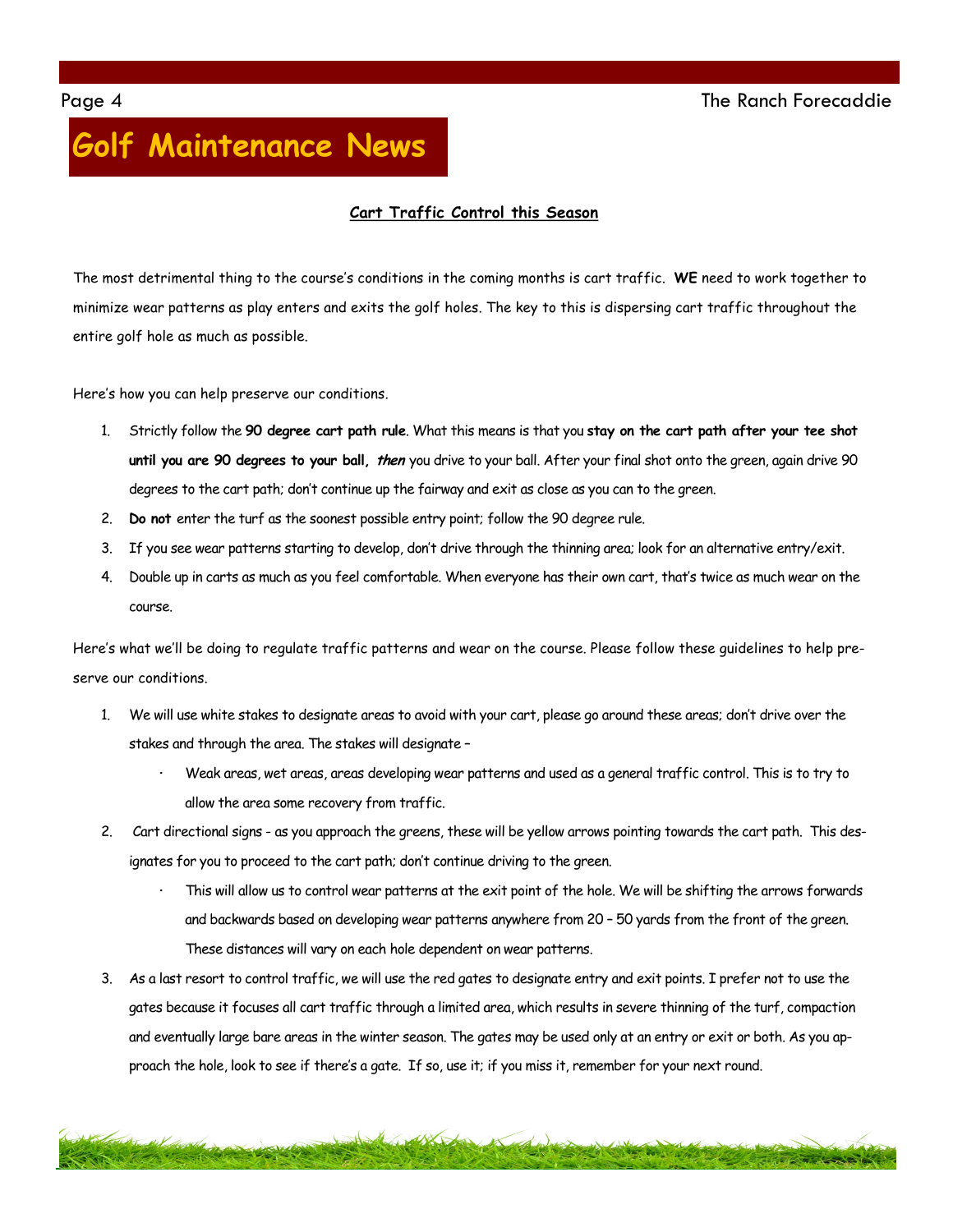# Golf Maintenance News

## Cart Traffic Control this Season

The most detrimental thing to the course's conditions in the coming months is cart traffic. **WE** need to work together to minimize wear patterns as play enters and exits the golf holes. The key to this is dispersing cart traffic throughout the entire golf hole as much as possible.

Here's how you can help preserve our conditions.

1. Strictly follow the **90 degree cart path rule**. What this means is that you **stay on the cart path after your tee shot until you are 90 degrees to your ball, *then*** you drive to your ball. After your final shot onto the green, again drive 90 degrees to the cart path; don't continue up the fairway and exit as close as you can to the green.
2. **Do not** enter the turf as the soonest possible entry point; follow the 90 degree rule.
3. If you see wear patterns starting to develop, don't drive through the thinning area; look for an alternative entry/exit.
4. Double up in carts as much as you feel comfortable. When everyone has their own cart, that's twice as much wear on the course.

Here's what we'll be doing to regulate traffic patterns and wear on the course. Please follow these guidelines to help preserve our conditions.

1. We will use white stakes to designate areas to avoid with your cart, please go around these areas; don't drive over the stakes and through the area. The stakes will designate –
   - Weak areas, wet areas, areas developing wear patterns and used as a general traffic control. This is to try to allow the area some recovery from traffic.
2. Cart directional signs - as you approach the greens, these will be yellow arrows pointing towards the cart path. This designates for you to proceed to the cart path; don't continue driving to the green.
   - This will allow us to control wear patterns at the exit point of the hole. We will be shifting the arrows forwards and backwards based on developing wear patterns anywhere from 20 – 50 yards from the front of the green. These distances will vary on each hole dependent on wear patterns.
3. As a last resort to control traffic, we will use the red gates to designate entry and exit points. I prefer not to use the gates because it focuses all cart traffic through a limited area, which results in severe thinning of the turf, compaction and eventually large bare areas in the winter season. The gates may be used only at an entry or exit or both. As you approach the hole, look to see if there's a gate. If so, use it; if you miss it, remember for your next round.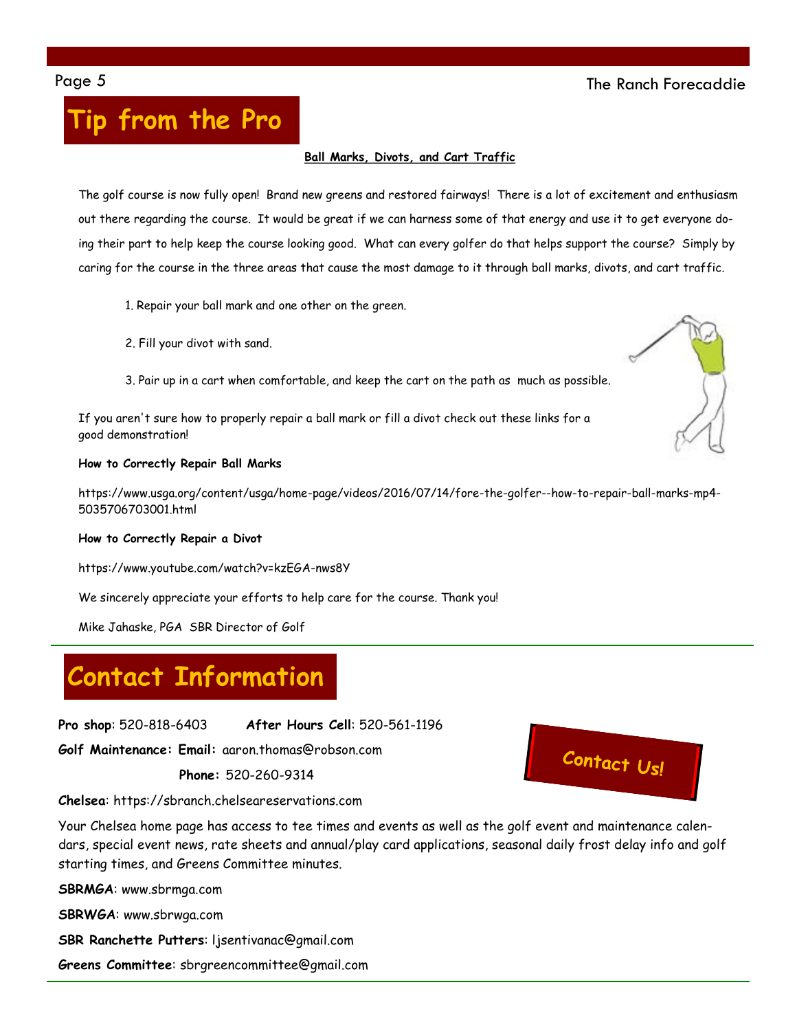## Tip from the Pro

**Ball Marks, Divots, and Cart Traffic**

The golf course is now fully open! Brand new greens and restored fairways! There is a lot of excitement and enthusiasm out there regarding the course. It would be great if we can harness some of that energy and use it to get everyone doing their part to help keep the course looking good. What can every golfer do that helps support the course? Simply by caring for the course in the three areas that cause the most damage to it through ball marks, divots, and cart traffic.

1. Repair your ball mark and one other on the green.
2. Fill your divot with sand.
3. Pair up in a cart when comfortable, and keep the cart on the path as much as possible.

If you aren't sure how to properly repair a ball mark or fill a divot check out these links for a good demonstration!

**How to Correctly Repair Ball Marks**

https://www.usga.org/content/usga/home-page/videos/2016/07/14/fore-the-golfer--how-to-repair-ball-marks-mp4-5035706703001.html

**How to Correctly Repair a Divot**

https://www.youtube.com/watch?v=kzEGA-nws8Y

We sincerely appreciate your efforts to help care for the course. Thank you!

Mike Jahaske, PGA SBR Director of Golf

## Contact Information

**Contact Us!**

**Pro shop**: 520-818-6403 **After Hours Cell**: 520-561-1196

**Golf Maintenance: Email:** aaron.thomas@robson.com

**Phone:** 520-260-9314

**Chelsea**: https://sbranch.chelseareservations.com

Your Chelsea home page has access to tee times and events as well as the golf event and maintenance calendars, special event news, rate sheets and annual/play card applications, seasonal daily frost delay info and golf starting times, and Greens Committee minutes.

**SBRMGA**: www.sbrmga.com

**SBRWGA**: www.sbrwga.com

**SBR Ranchette Putters**: ljsentivanac@gmail.com

**Greens Committee**: sbrgreencommittee@gmail.com